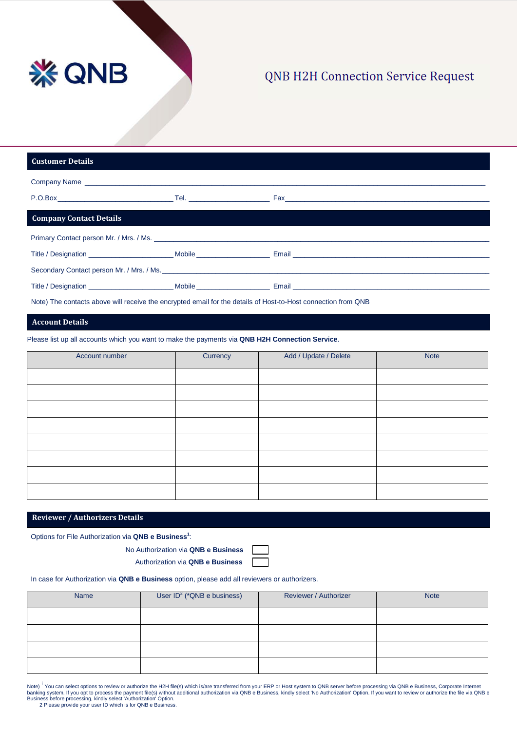# QNB H2H Connection Service Request

## Customer Details

Company Name ____________________________________________________________________________________

P.O.Box ____________________________ Tel. ____________________ Fax _______________________________________________________

## Company Contact Details

Primary Contact person Mr. / Mrs. / Ms. ______________________________________________________________________________

Title / Designation _____________________ Mobile __________________ Email _______________________________________________

Secondary Contact person Mr. / Mrs. / Ms. ____________________________________________________________________________

Title / Designation _____________________ Mobile __________________ Email _______________________________________________

Note) The contacts above will receive the encrypted email for the details of Host-to-Host connection from QNB

## Account Details

Please list up all accounts which you want to make the payments via **QNB H2H Connection Service**.

| Account number | Currency | Add / Update / Delete | Note |
|---|---|---|---|
| | | | |
| | | | |
| | | | |
| | | | |
| | | | |
| | | | |
| | | | |
| | | | |

## Reviewer / Authorizers Details

Options for File Authorization via **QNB e Business**[1]:

No Authorization via **QNB e Business** ☐

Authorization via **QNB e Business** ☐

In case for Authorization via **QNB e Business** option, please add all reviewers or authorizers.

| Name | User ID[2] (*QNB e business) | Reviewer / Authorizer | Note |
|---|---|---|---|
| | | | |
| | | | |
| | | | |
| | | | |

Note) [1] You can select options to review or authorize the H2H file(s) which is/are transferred from your ERP or Host system to QNB server before processing via QNB e Business, Corporate Internet banking system. If you opt to process the payment file(s) without additional authorization via QNB e Business, kindly select 'No Authorization' Option. If you want to review or authorize the file via QNB e Business before processing, kindly select 'Authorization' Option.

2 Please provide your user ID which is for QNB e Business.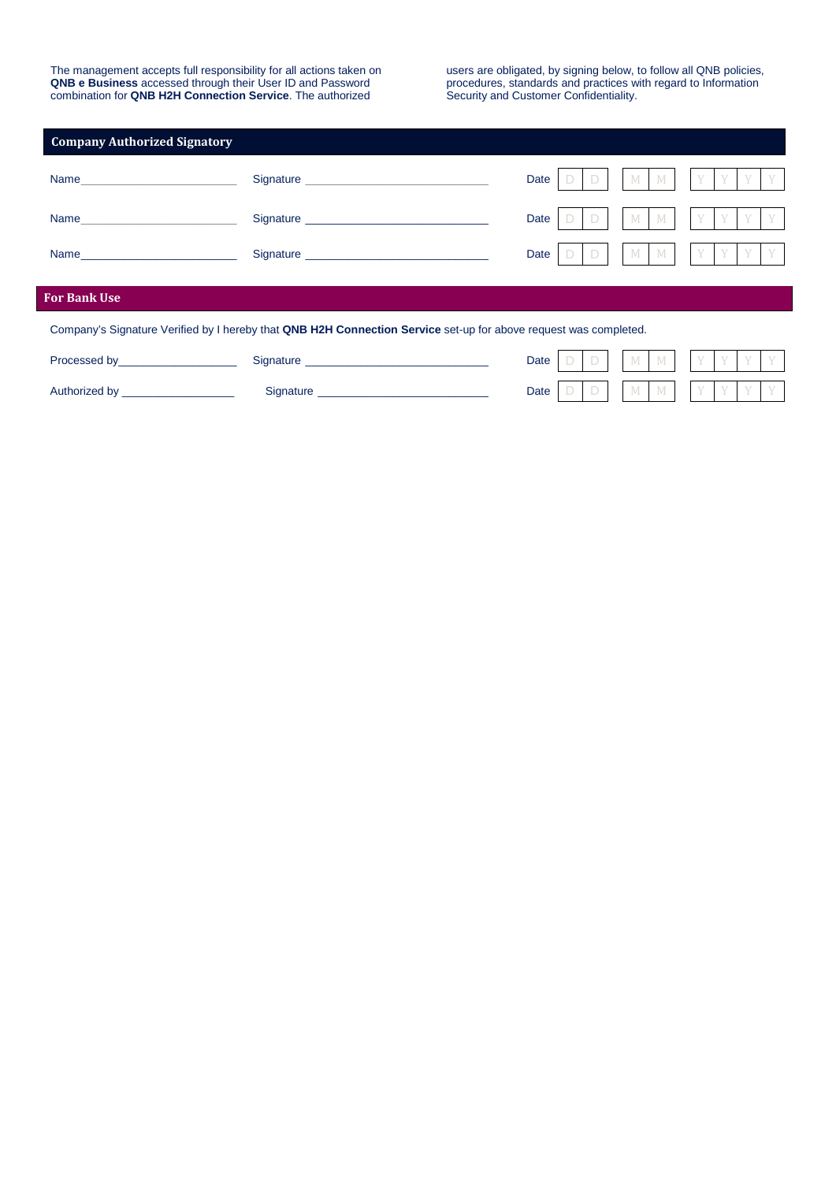The management accepts full responsibility for all actions taken on **QNB e Business** accessed through their User ID and Password combination for **QNB H2H Connection Service**. The authorized users are obligated, by signing below, to follow all QNB policies, procedures, standards and practices with regard to Information Security and Customer Confidentiality.

## Company Authorized Signatory

Name________________________ Signature ____________________________ Date | D | D | | M | M | | Y | Y | Y | Y |

Name________________________ Signature ____________________________ Date | D | D | | M | M | | Y | Y | Y | Y |

Name________________________ Signature ____________________________ Date | D | D | | M | M | | Y | Y | Y | Y |

## For Bank Use

Company's Signature Verified by I hereby that **QNB H2H Connection Service** set-up for above request was completed.

Processed by__________________ Signature ____________________________ Date | D | D | | M | M | | Y | Y | Y | Y |

Authorized by _________________ Signature __________________________ Date | D | D | | M | M | | Y | Y | Y | Y |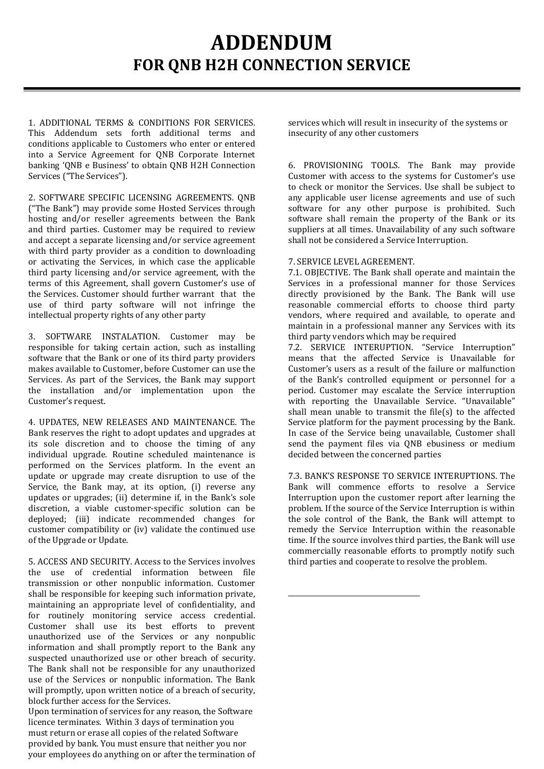# ADDENDUM

## FOR QNB H2H CONNECTION SERVICE

1. ADDITIONAL TERMS & CONDITIONS FOR SERVICES. This Addendum sets forth additional terms and conditions applicable to Customers who enter or entered into a Service Agreement for QNB Corporate Internet banking 'QNB e Business' to obtain QNB H2H Connection Services ("The Services").

2. SOFTWARE SPECIFIC LICENSING AGREEMENTS. QNB ("The Bank") may provide some Hosted Services through hosting and/or reseller agreements between the Bank and third parties. Customer may be required to review and accept a separate licensing and/or service agreement with third party provider as a condition to downloading or activating the Services, in which case the applicable third party licensing and/or service agreement, with the terms of this Agreement, shall govern Customer's use of the Services. Customer should further warrant that the use of third party software will not infringe the intellectual property rights of any other party

3. SOFTWARE INSTALATION. Customer may be responsible for taking certain action, such as installing software that the Bank or one of its third party providers makes available to Customer, before Customer can use the Services. As part of the Services, the Bank may support the installation and/or implementation upon the Customer's request.

4. UPDATES, NEW RELEASES AND MAINTENANCE. The Bank reserves the right to adopt updates and upgrades at its sole discretion and to choose the timing of any individual upgrade. Routine scheduled maintenance is performed on the Services platform. In the event an update or upgrade may create disruption to use of the Service, the Bank may, at its option, (i) reverse any updates or upgrades; (ii) determine if, in the Bank's sole discretion, a viable customer-specific solution can be deployed; (iii) indicate recommended changes for customer compatibility or (iv) validate the continued use of the Upgrade or Update.

5. ACCESS AND SECURITY. Access to the Services involves the use of credential information between file transmission or other nonpublic information. Customer shall be responsible for keeping such information private, maintaining an appropriate level of confidentiality, and for routinely monitoring service access credential. Customer shall use its best efforts to prevent unauthorized use of the Services or any nonpublic information and shall promptly report to the Bank any suspected unauthorized use or other breach of security. The Bank shall not be responsible for any unauthorized use of the Services or nonpublic information. The Bank will promptly, upon written notice of a breach of security, block further access for the Services.
Upon termination of services for any reason, the Software licence terminates. Within 3 days of termination you must return or erase all copies of the related Software provided by bank. You must ensure that neither you nor your employees do anything on or after the termination of services which will result in insecurity of the systems or insecurity of any other customers

6. PROVISIONING TOOLS. The Bank may provide Customer with access to the systems for Customer's use to check or monitor the Services. Use shall be subject to any applicable user license agreements and use of such software for any other purpose is prohibited. Such software shall remain the property of the Bank or its suppliers at all times. Unavailability of any such software shall not be considered a Service Interruption.

7. SERVICE LEVEL AGREEMENT.
7.1. OBJECTIVE. The Bank shall operate and maintain the Services in a professional manner for those Services directly provisioned by the Bank. The Bank will use reasonable commercial efforts to choose third party vendors, where required and available, to operate and maintain in a professional manner any Services with its third party vendors which may be required
7.2. SERVICE INTERUPTION. "Service Interruption" means that the affected Service is Unavailable for Customer's users as a result of the failure or malfunction of the Bank's controlled equipment or personnel for a period. Customer may escalate the Service interruption with reporting the Unavailable Service. "Unavailable" shall mean unable to transmit the file(s) to the affected Service platform for the payment processing by the Bank. In case of the Service being unavailable, Customer shall send the payment files via QNB ebusiness or medium decided between the concerned parties

7.3. BANK'S RESPONSE TO SERVICE INTERUPTIONS. The Bank will commence efforts to resolve a Service Interruption upon the customer report after learning the problem. If the source of the Service Interruption is within the sole control of the Bank, the Bank will attempt to remedy the Service Interruption within the reasonable time. If the source involves third parties, the Bank will use commercially reasonable efforts to promptly notify such third parties and cooperate to resolve the problem.